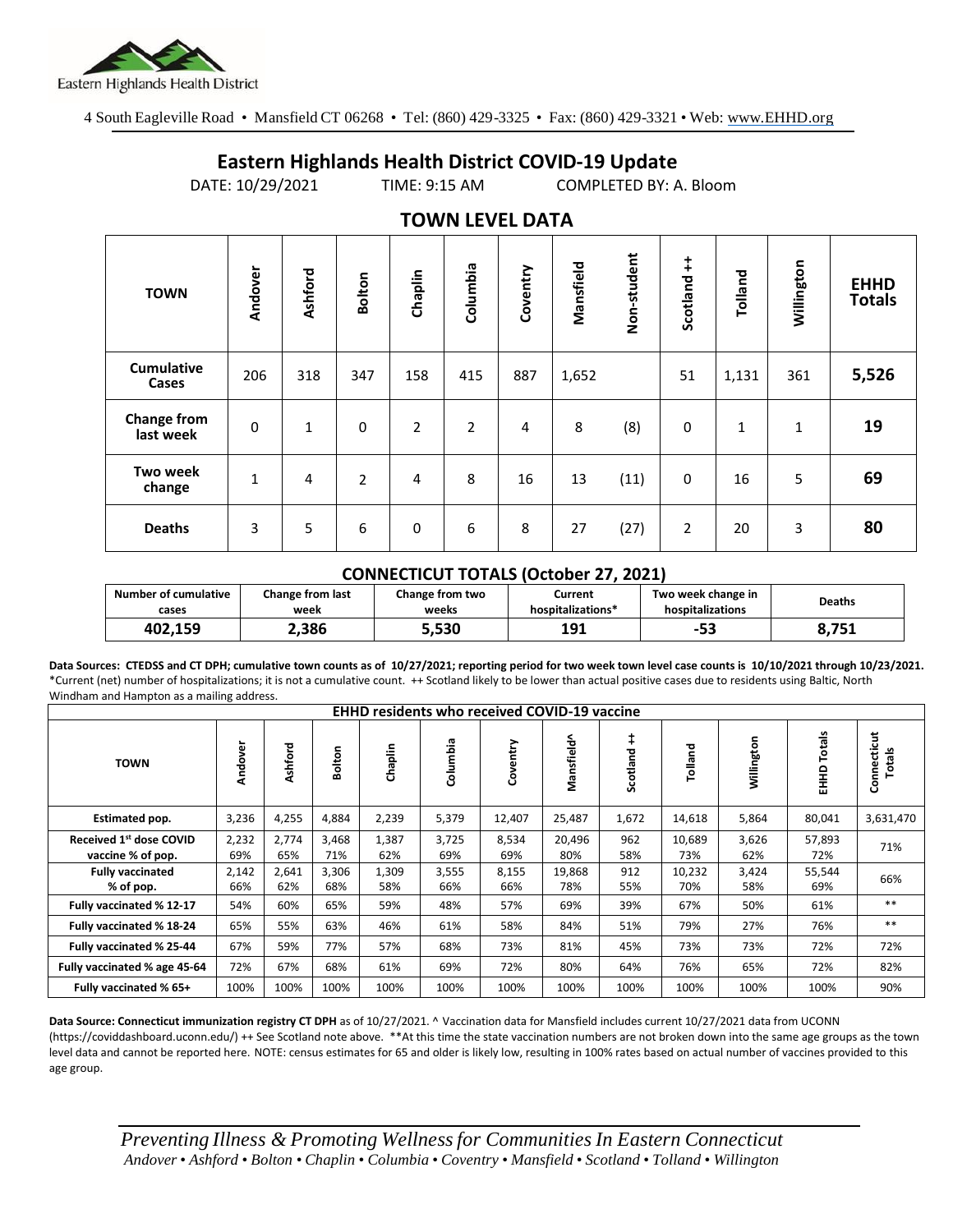Eastern Highlands Health District

4 South Eagleville Road • Mansfield CT 06268 • Tel: (860) 429-3325 • Fax: (860) 429-3321 • Web: www.EHHD.org

# Eastern Highlands Health District COVID-19 Update

DATE: 10/29/2021 TIME: 9:15 AM COMPLETED BY: A. Bloom

## TOWN LEVEL DATA

| TOWN | Andover | Ashford | Bolton | Chaplin | Columbia | Coventry | Mansfield | Non-student | Scotland ++ | Tolland | Willington | EHHD Totals |
|---|---|---|---|---|---|---|---|---|---|---|---|---|
| Cumulative Cases | 206 | 318 | 347 | 158 | 415 | 887 | 1,652 | | 51 | 1,131 | 361 | **5,526** |
| Change from last week | 0 | 1 | 0 | 2 | 2 | 4 | 8 | (8) | 0 | 1 | 1 | **19** |
| Two week change | 1 | 4 | 2 | 4 | 8 | 16 | 13 | (11) | 0 | 16 | 5 | **69** |
| Deaths | 3 | 5 | 6 | 0 | 6 | 8 | 27 | (27) | 2 | 20 | 3 | **80** |

## CONNECTICUT TOTALS (October 27, 2021)

| Number of cumulative cases | Change from last week | Change from two weeks | Current hospitalizations* | Two week change in hospitalizations | Deaths |
|---|---|---|---|---|---|
| 402,159 | 2,386 | 5,530 | 191 | -53 | 8,751 |

**Data Sources: CTEDSS and CT DPH; cumulative town counts as of 10/27/2021; reporting period for two week town level case counts is 10/10/2021 through 10/23/2021.** *Current (net) number of hospitalizations; it is not a cumulative count. ++ Scotland likely to be lower than actual positive cases due to residents using Baltic, North Windham and Hampton as a mailing address.

| EHHD residents who received COVID-19 vaccine | | | | | | | | | | | | |
|---|---|---|---|---|---|---|---|---|---|---|---|---|
| TOWN | Andover | Ashford | Bolton | Chaplin | Columbia | Coventry | Mansfield^ | Scotland ++ | Tolland | Willington | EHHD Totals | Connecticut Totals |
| Estimated pop. | 3,236 | 4,255 | 4,884 | 2,239 | 5,379 | 12,407 | 25,487 | 1,672 | 14,618 | 5,864 | 80,041 | 3,631,470 |
| Received 1st dose COVID vaccine % of pop. | 2,232 69% | 2,774 65% | 3,468 71% | 1,387 62% | 3,725 69% | 8,534 69% | 20,496 80% | 962 58% | 10,689 73% | 3,626 62% | 57,893 72% | 71% |
| Fully vaccinated % of pop. | 2,142 66% | 2,641 62% | 3,306 68% | 1,309 58% | 3,555 66% | 8,155 66% | 19,868 78% | 912 55% | 10,232 70% | 3,424 58% | 55,544 69% | 66% |
| Fully vaccinated % 12-17 | 54% | 60% | 65% | 59% | 48% | 57% | 69% | 39% | 67% | 50% | 61% | ** |
| Fully vaccinated % 18-24 | 65% | 55% | 63% | 46% | 61% | 58% | 84% | 51% | 79% | 27% | 76% | ** |
| Fully vaccinated % 25-44 | 67% | 59% | 77% | 57% | 68% | 73% | 81% | 45% | 73% | 73% | 72% | 72% |
| Fully vaccinated % age 45-64 | 72% | 67% | 68% | 61% | 69% | 72% | 80% | 64% | 76% | 65% | 72% | 82% |
| Fully vaccinated % 65+ | 100% | 100% | 100% | 100% | 100% | 100% | 100% | 100% | 100% | 100% | 100% | 90% |

**Data Source: Connecticut immunization registry CT DPH** as of 10/27/2021. ^ Vaccination data for Mansfield includes current 10/27/2021 data from UCONN (https://coviddashboard.uconn.edu/) ++ See Scotland note above. **At this time the state vaccination numbers are not broken down into the same age groups as the town level data and cannot be reported here. NOTE: census estimates for 65 and older is likely low, resulting in 100% rates based on actual number of vaccines provided to this age group.

*Preventing Illness & Promoting Wellness for Communities In Eastern Connecticut*
*Andover • Ashford • Bolton • Chaplin • Columbia • Coventry • Mansfield • Scotland • Tolland • Willington*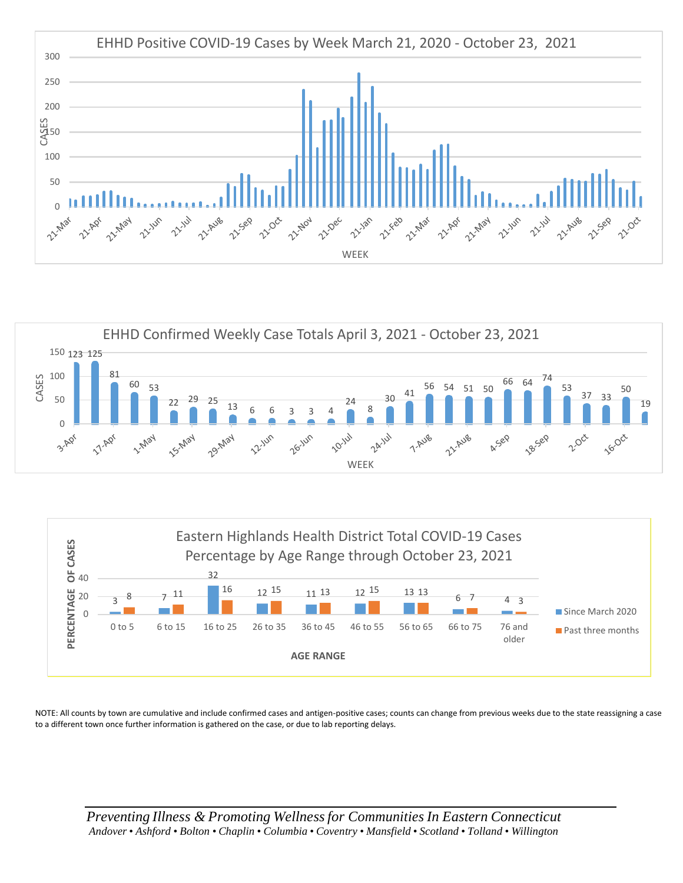EHHD Positive COVID-19 Cases by Week March 21, 2020 - October 23, 2021

CASES

300
250
200
150
100
50
0

21-Mar 21-Apr 21-May 21-Jun 21-Jul 21-Aug 21-Sep 21-Oct 21-Nov 21-Dec 21-Jan 21-Feb 21-Mar 21-Apr 21-May 21-Jun 21-Jul 21-Aug 21-Sep 21-Oct

WEEK

EHHD Confirmed Weekly Case Totals April 3, 2021 - October 23, 2021

CASES

150
100
50
0

123 125 81 60 53 22 29 25 13 6 6 3 3 4 24 8 30 41 56 54 51 50 66 64 74 53 37 33 50 19

3-Apr 17-Apr 1-May 15-May 29-May 12-Jun 26-Jun 10-Jul 24-Jul 7-Aug 21-Aug 4-Sep 18-Sep 2-Oct 16-Oct

WEEK

Eastern Highlands Health District Total COVID-19 Cases
Percentage by Age Range through October 23, 2021

PERCENTAGE OF CASES

40
20
0

0 to 5: 3, 8
6 to 15: 7, 11
16 to 25: 32, 16
26 to 35: 12, 15
36 to 45: 11, 13
46 to 55: 12, 15
56 to 65: 13, 13
66 to 75: 6, 7
76 and older: 4, 3

AGE RANGE

Since March 2020
Past three months

NOTE: All counts by town are cumulative and include confirmed cases and antigen-positive cases; counts can change from previous weeks due to the state reassigning a case to a different town once further information is gathered on the case, or due to lab reporting delays.

*Preventing Illness & Promoting Wellness for Communities In Eastern Connecticut*
*Andover • Ashford • Bolton • Chaplin • Columbia • Coventry • Mansfield • Scotland • Tolland • Willington*